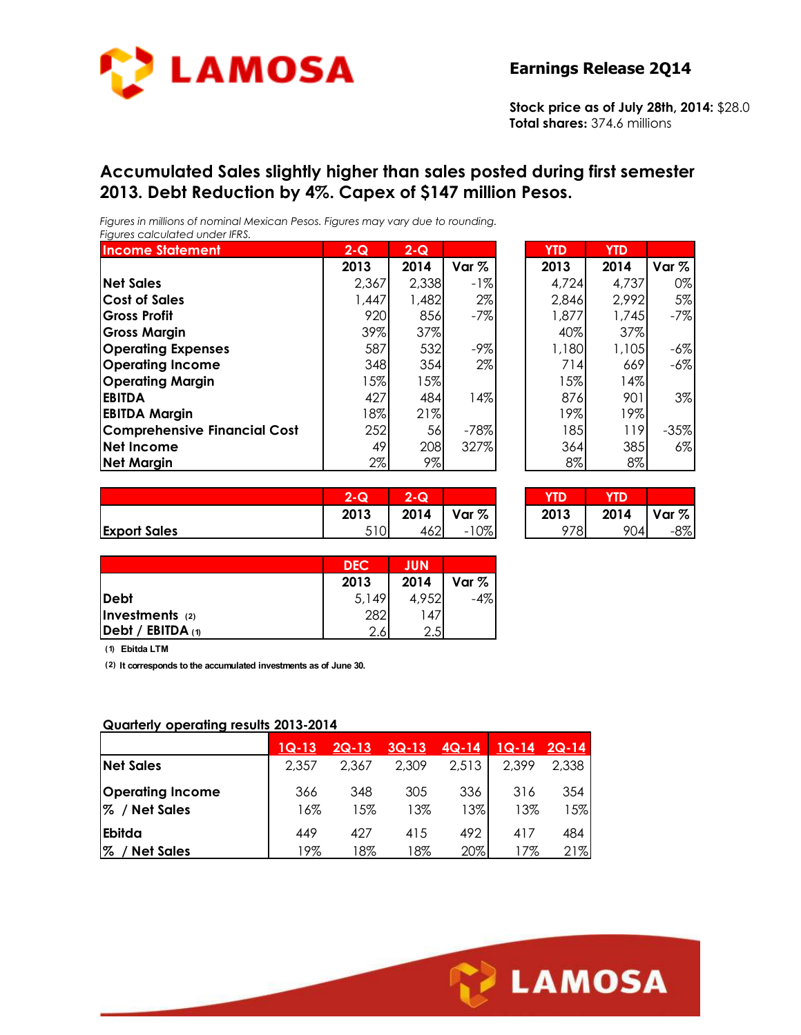# LAMOSA

## Earnings Release 2Q14

**Stock price as of July 28th, 2014:** $28.0
**Total shares:** 374.6 millions

## Accumulated Sales slightly higher than sales posted during first semester 2013. Debt Reduction by 4%. Capex of $147 million Pesos.

*Figures in millions of nominal Mexican Pesos. Figures may vary due to rounding.*
*Figures calculated under IFRS.*

| Income Statement | 2-Q 2013 | 2-Q 2014 | Var % | YTD 2013 | YTD 2014 | Var % |
|---|---|---|---|---|---|---|
| Net Sales | 2,367 | 2,338 | -1% | 4,724 | 4,737 | 0% |
| Cost of Sales | 1,447 | 1,482 | 2% | 2,846 | 2,992 | 5% |
| Gross Profit | 920 | 856 | -7% | 1,877 | 1,745 | -7% |
| Gross Margin | 39% | 37% | | 40% | 37% | |
| Operating Expenses | 587 | 532 | -9% | 1,180 | 1,105 | -6% |
| Operating Income | 348 | 354 | 2% | 714 | 669 | -6% |
| Operating Margin | 15% | 15% | | 15% | 14% | |
| EBITDA | 427 | 484 | 14% | 876 | 901 | 3% |
| EBITDA Margin | 18% | 21% | | 19% | 19% | |
| Comprehensive Financial Cost | 252 | 56 | -78% | 185 | 119 | -35% |
| Net Income | 49 | 208 | 327% | 364 | 385 | 6% |
| Net Margin | 2% | 9% | | 8% | 8% | |

| | 2-Q 2013 | 2-Q 2014 | Var % | YTD 2013 | YTD 2014 | Var % |
|---|---|---|---|---|---|---|
| Export Sales | 510 | 462 | -10% | 978 | 904 | -8% |

| | DEC 2013 | JUN 2014 | Var % |
|---|---|---|---|
| Debt | 5,149 | 4,952 | -4% |
| Investments (2) | 282 | 147 | |
| Debt / EBITDA (1) | 2.6 | 2.5 | |

(1) Ebitda LTM

(2) It corresponds to the accumulated investments as of June 30.

### Quarterly operating results 2013-2014

| | 1Q-13 | 2Q-13 | 3Q-13 | 4Q-14 | 1Q-14 | 2Q-14 |
|---|---|---|---|---|---|---|
| Net Sales | 2,357 | 2,367 | 2,309 | 2,513 | 2,399 | 2,338 |
| Operating Income | 366 | 348 | 305 | 336 | 316 | 354 |
| % / Net Sales | 16% | 15% | 13% | 13% | 13% | 15% |
| Ebitda | 449 | 427 | 415 | 492 | 417 | 484 |
| % / Net Sales | 19% | 18% | 18% | 20% | 17% | 21% |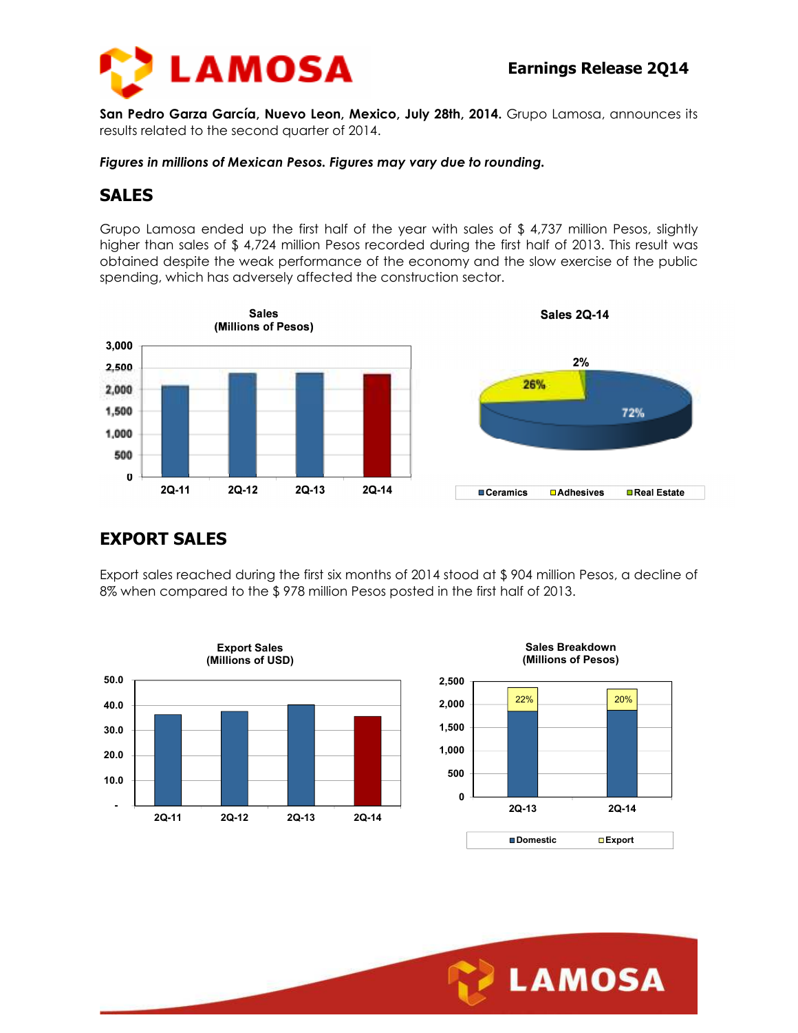**San Pedro Garza García, Nuevo Leon, Mexico, July 28th, 2014.** Grupo Lamosa, announces its results related to the second quarter of 2014.

***Figures in millions of Mexican Pesos. Figures may vary due to rounding.***

## SALES

Grupo Lamosa ended up the first half of the year with sales of $ 4,737 million Pesos, slightly higher than sales of $ 4,724 million Pesos recorded during the first half of 2013. This result was obtained despite the weak performance of the economy and the slow exercise of the public spending, which has adversely affected the construction sector.

## EXPORT SALES

Export sales reached during the first six months of 2014 stood at $ 904 million Pesos, a decline of 8% when compared to the $ 978 million Pesos posted in the first half of 2013.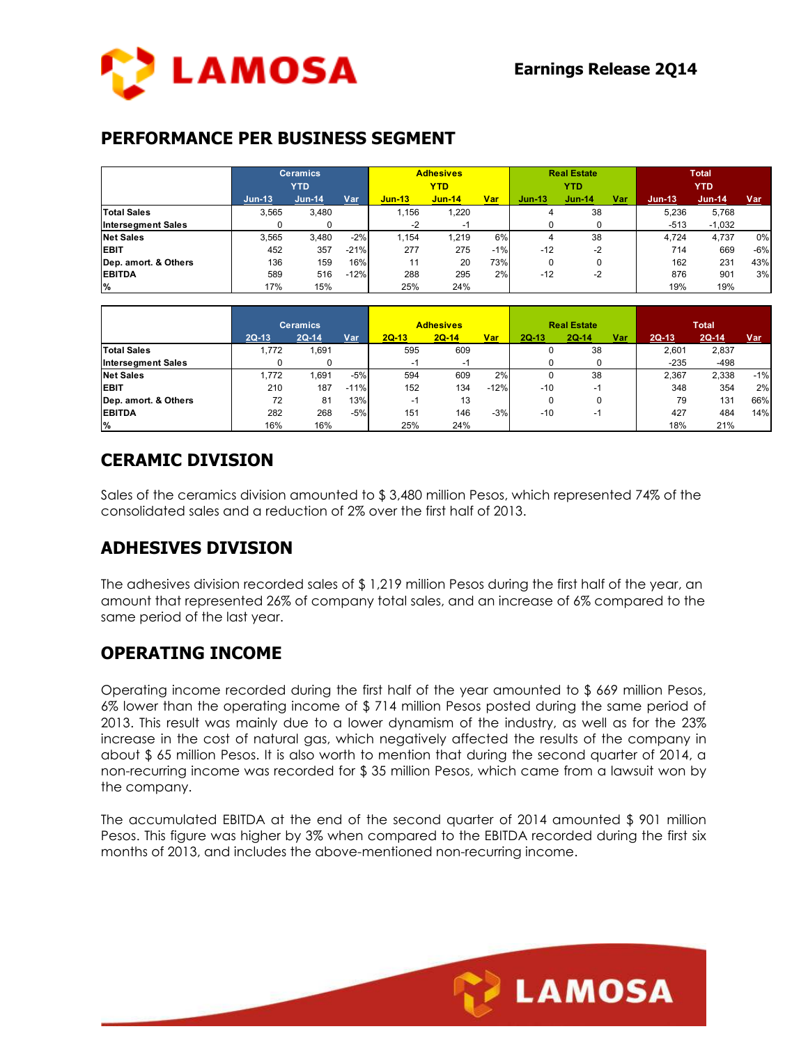## PERFORMANCE PER BUSINESS SEGMENT

| | Ceramics YTD | | | Adhesives YTD | | | Real Estate YTD | | | Total YTD | | |
|---|---|---|---|---|---|---|---|---|---|---|---|---|
| | Jun-13 | Jun-14 | Var | Jun-13 | Jun-14 | Var | Jun-13 | Jun-14 | Var | Jun-13 | Jun-14 | Var |
| **Total Sales** | 3,565 | 3,480 | | 1,156 | 1,220 | | 4 | 38 | | 5,236 | 5,768 | |
| **Intersegment Sales** | 0 | 0 | | -2 | -1 | | 0 | 0 | | -513 | -1,032 | |
| **Net Sales** | 3,565 | 3,480 | -2% | 1,154 | 1,219 | 6% | 4 | 38 | | 4,724 | 4,737 | 0% |
| **EBIT** | 452 | 357 | -21% | 277 | 275 | -1% | -12 | -2 | | 714 | 669 | -6% |
| **Dep. amort. & Others** | 136 | 159 | 16% | 11 | 20 | 73% | 0 | 0 | | 162 | 231 | 43% |
| **EBITDA** | 589 | 516 | -12% | 288 | 295 | 2% | -12 | -2 | | 876 | 901 | 3% |
| **%** | 17% | 15% | | 25% | 24% | | | | | 19% | 19% | |

| | Ceramics | | | Adhesives | | | Real Estate | | | Total | | |
|---|---|---|---|---|---|---|---|---|---|---|---|---|
| | 2Q-13 | 2Q-14 | Var | 2Q-13 | 2Q-14 | Var | 2Q-13 | 2Q-14 | Var | 2Q-13 | 2Q-14 | Var |
| **Total Sales** | 1,772 | 1,691 | | 595 | 609 | | 0 | 38 | | 2,601 | 2,837 | |
| **Intersegment Sales** | 0 | 0 | | -1 | -1 | | 0 | 0 | | -235 | -498 | |
| **Net Sales** | 1,772 | 1,691 | -5% | 594 | 609 | 2% | 0 | 38 | | 2,367 | 2,338 | -1% |
| **EBIT** | 210 | 187 | -11% | 152 | 134 | -12% | -10 | -1 | | 348 | 354 | 2% |
| **Dep. amort. & Others** | 72 | 81 | 13% | -1 | 13 | | 0 | 0 | | 79 | 131 | 66% |
| **EBITDA** | 282 | 268 | -5% | 151 | 146 | -3% | -10 | -1 | | 427 | 484 | 14% |
| **%** | 16% | 16% | | 25% | 24% | | | | | 18% | 21% | |

## CERAMIC DIVISION

Sales of the ceramics division amounted to $ 3,480 million Pesos, which represented 74% of the consolidated sales and a reduction of 2% over the first half of 2013.

## ADHESIVES DIVISION

The adhesives division recorded sales of $ 1,219 million Pesos during the first half of the year, an amount that represented 26% of company total sales, and an increase of 6% compared to the same period of the last year.

## OPERATING INCOME

Operating income recorded during the first half of the year amounted to $ 669 million Pesos, 6% lower than the operating income of $ 714 million Pesos posted during the same period of 2013. This result was mainly due to a lower dynamism of the industry, as well as for the 23% increase in the cost of natural gas, which negatively affected the results of the company in about $ 65 million Pesos. It is also worth to mention that during the second quarter of 2014, a non-recurring income was recorded for $ 35 million Pesos, which came from a lawsuit won by the company.

The accumulated EBITDA at the end of the second quarter of 2014 amounted $ 901 million Pesos. This figure was higher by 3% when compared to the EBITDA recorded during the first six months of 2013, and includes the above-mentioned non-recurring income.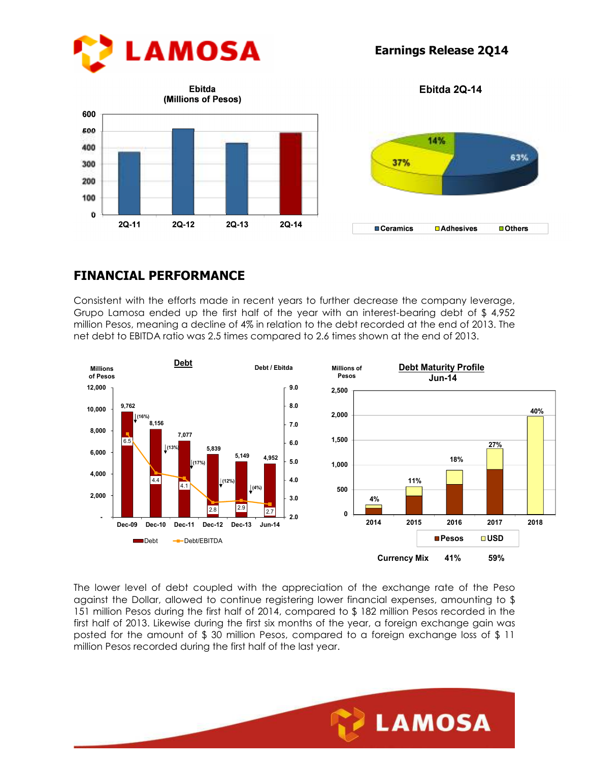**Ebitda**
**(Millions of Pesos)**

**Ebitda 2Q-14**

| Segment | Share |
|---|---|
| Ceramics | 63% |
| Adhesives | 37% |
| Others | 14% |

## FINANCIAL PERFORMANCE

Consistent with the efforts made in recent years to further decrease the company leverage, Grupo Lamosa ended up the first half of the year with an interest-bearing debt of $ 4,952 million Pesos, meaning a decline of 4% in relation to the debt recorded at the end of 2013. The net debt to EBITDA ratio was 2.5 times compared to 2.6 times shown at the end of 2013.

**Debt**

| | Dec-09 | Dec-10 | Dec-11 | Dec-12 | Dec-13 | Jun-14 |
|---|---|---|---|---|---|---|
| Debt (Millions of Pesos) | 9,762 | 8,156 | 7,077 | 5,839 | 5,149 | 4,952 |
| Change | | (16%) | (13%) | (17%) | (12%) | (4%) |
| Debt/EBITDA | 6.5 | 4.4 | 4.1 | 2.8 | 2.9 | 2.7 |

**Debt Maturity Profile**
**Jun-14**

| | 2014 | 2015 | 2016 | 2017 | 2018 |
|---|---|---|---|---|---|
| % | 4% | 11% | 18% | 27% | 40% |

| Currency Mix | Pesos | USD |
|---|---|---|
| | 41% | 59% |

The lower level of debt coupled with the appreciation of the exchange rate of the Peso against the Dollar, allowed to continue registering lower financial expenses, amounting to $ 151 million Pesos during the first half of 2014, compared to $ 182 million Pesos recorded in the first half of 2013. Likewise during the first six months of the year, a foreign exchange gain was posted for the amount of $ 30 million Pesos, compared to a foreign exchange loss of $ 11 million Pesos recorded during the first half of the last year.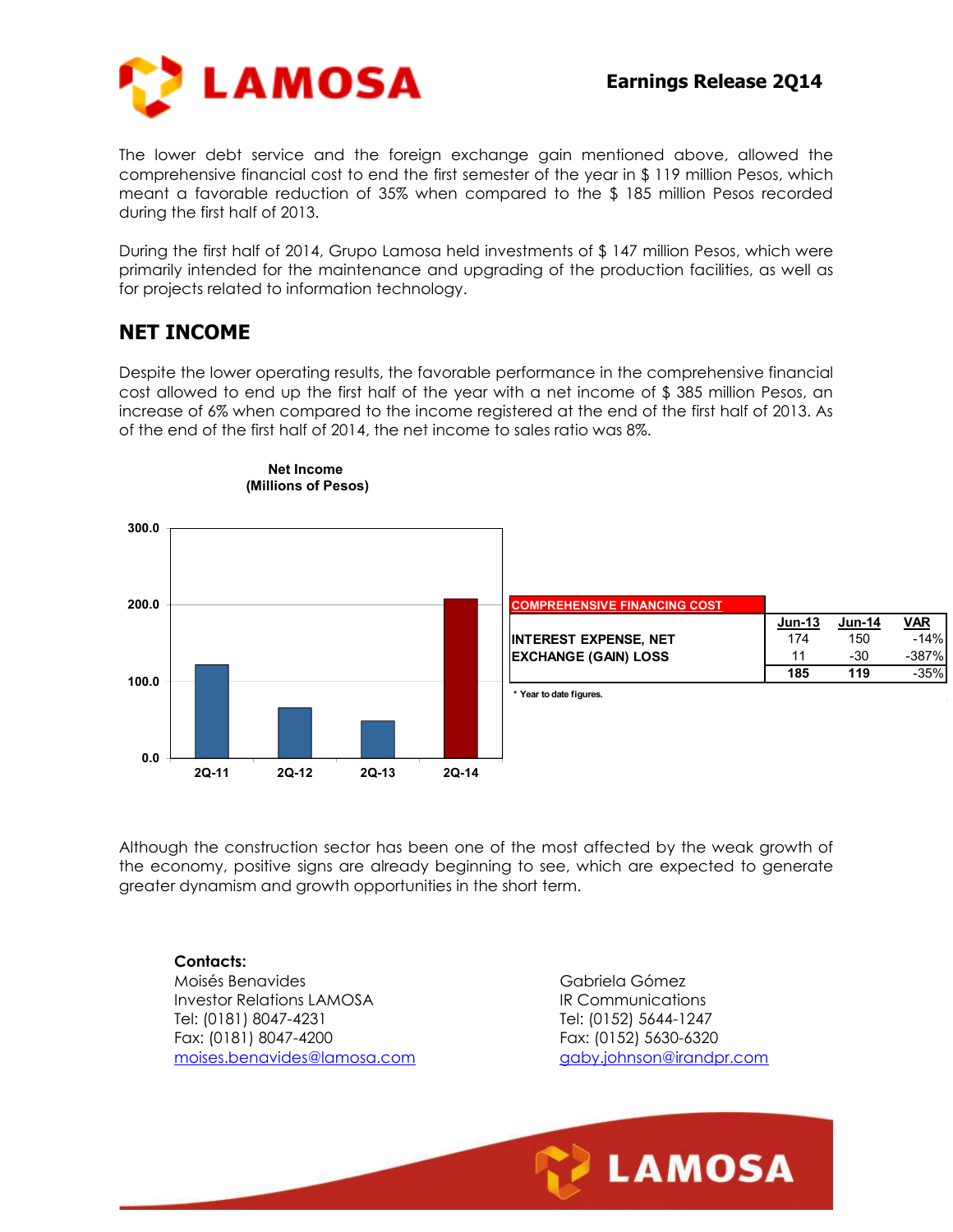The lower debt service and the foreign exchange gain mentioned above, allowed the comprehensive financial cost to end the first semester of the year in $ 119 million Pesos, which meant a favorable reduction of 35% when compared to the $ 185 million Pesos recorded during the first half of 2013.

During the first half of 2014, Grupo Lamosa held investments of $ 147 million Pesos, which were primarily intended for the maintenance and upgrading of the production facilities, as well as for projects related to information technology.

## NET INCOME

Despite the lower operating results, the favorable performance in the comprehensive financial cost allowed to end up the first half of the year with a net income of $ 385 million Pesos, an increase of 6% when compared to the income registered at the end of the first half of 2013. As of the end of the first half of 2014, the net income to sales ratio was 8%.

**Net Income**
**(Millions of Pesos)**

300.0
200.0
100.0
0.0
2Q-11
2Q-12
2Q-13
2Q-14

| COMPREHENSIVE FINANCING COST | Jun-13 | Jun-14 | VAR |
|---|---|---|---|
| INTEREST EXPENSE, NET | 174 | 150 | -14% |
| EXCHANGE (GAIN) LOSS | 11 | -30 | -387% |
| | **185** | **119** | -35% |

* Year to date figures.

Although the construction sector has been one of the most affected by the weak growth of the economy, positive signs are already beginning to see, which are expected to generate greater dynamism and growth opportunities in the short term.

**Contacts:**

Moisés Benavides
Investor Relations LAMOSA
Tel: (0181) 8047-4231
Fax: (0181) 8047-4200
moises.benavides@lamosa.com

Gabriela Gómez
IR Communications
Tel: (0152) 5644-1247
Fax: (0152) 5630-6320
gaby.johnson@irandpr.com